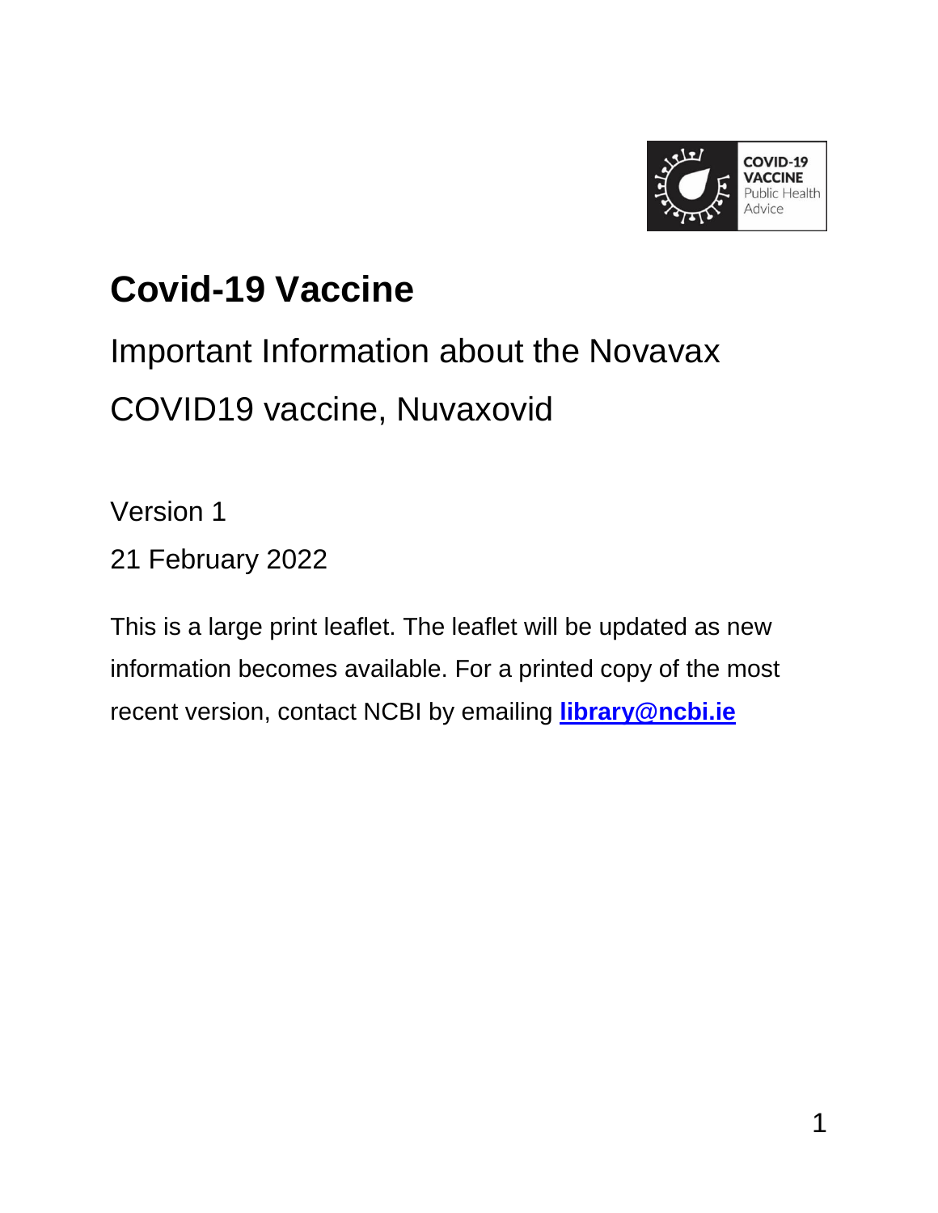COVID-19 VACCINE
Public Health Advice

# Covid-19 Vaccine

## Important Information about the Novavax COVID19 vaccine, Nuvaxovid

Version 1

21 February 2022

This is a large print leaflet. The leaflet will be updated as new information becomes available. For a printed copy of the most recent version, contact NCBI by emailing **library@ncbi.ie**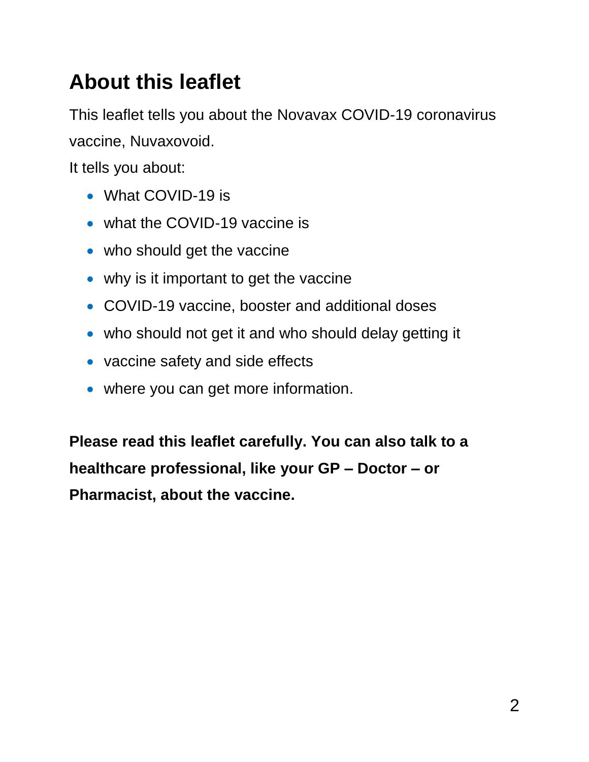## About this leaflet

This leaflet tells you about the Novavax COVID-19 coronavirus vaccine, Nuvaxovoid.

It tells you about:

- What COVID-19 is
- what the COVID-19 vaccine is
- who should get the vaccine
- why is it important to get the vaccine
- COVID-19 vaccine, booster and additional doses
- who should not get it and who should delay getting it
- vaccine safety and side effects
- where you can get more information.

**Please read this leaflet carefully. You can also talk to a healthcare professional, like your GP – Doctor – or Pharmacist, about the vaccine.**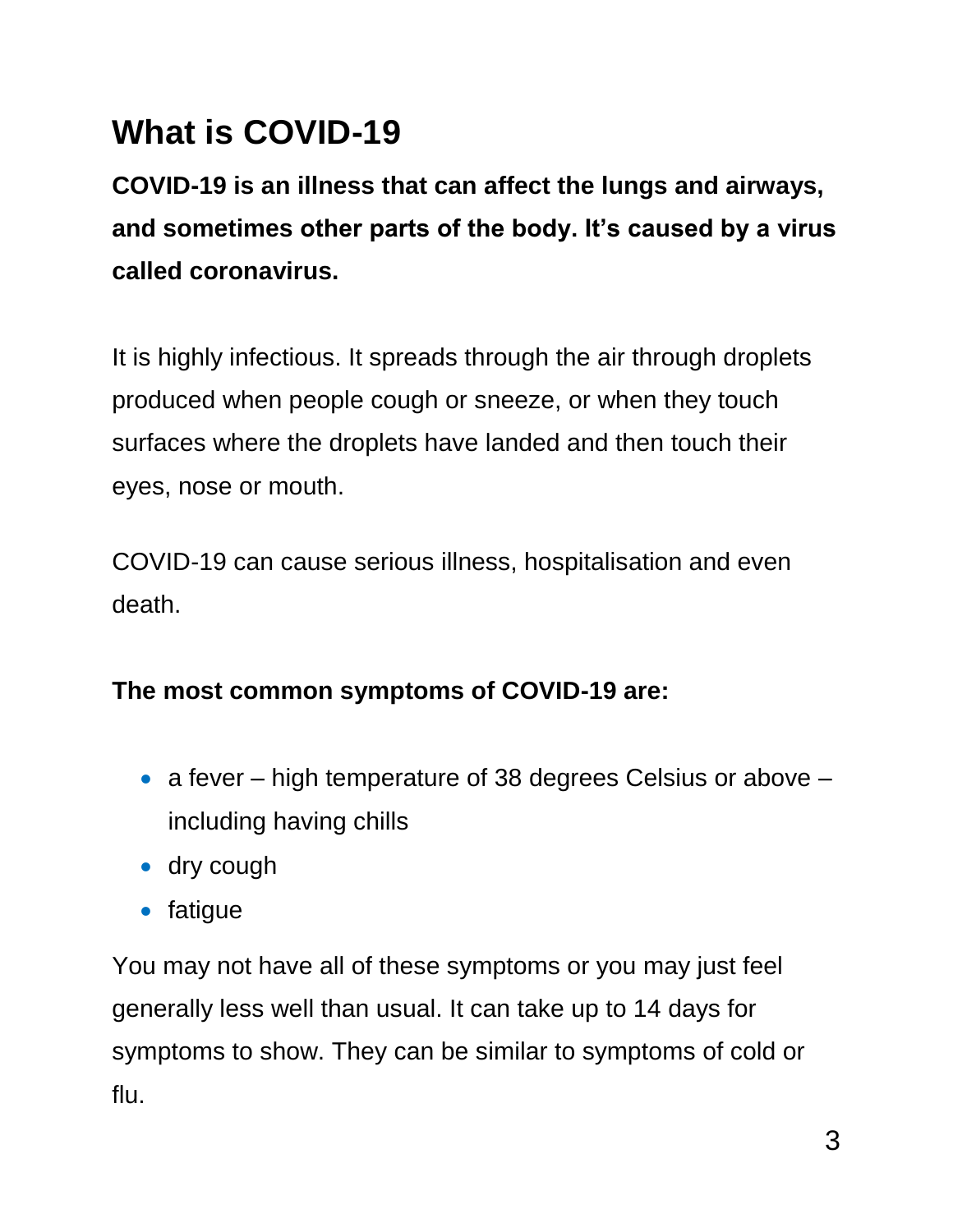# What is COVID-19

**COVID-19 is an illness that can affect the lungs and airways, and sometimes other parts of the body. It's caused by a virus called coronavirus.**

It is highly infectious. It spreads through the air through droplets produced when people cough or sneeze, or when they touch surfaces where the droplets have landed and then touch their eyes, nose or mouth.

COVID-19 can cause serious illness, hospitalisation and even death.

**The most common symptoms of COVID-19 are:**

- a fever – high temperature of 38 degrees Celsius or above – including having chills
- dry cough
- fatigue

You may not have all of these symptoms or you may just feel generally less well than usual. It can take up to 14 days for symptoms to show. They can be similar to symptoms of cold or flu.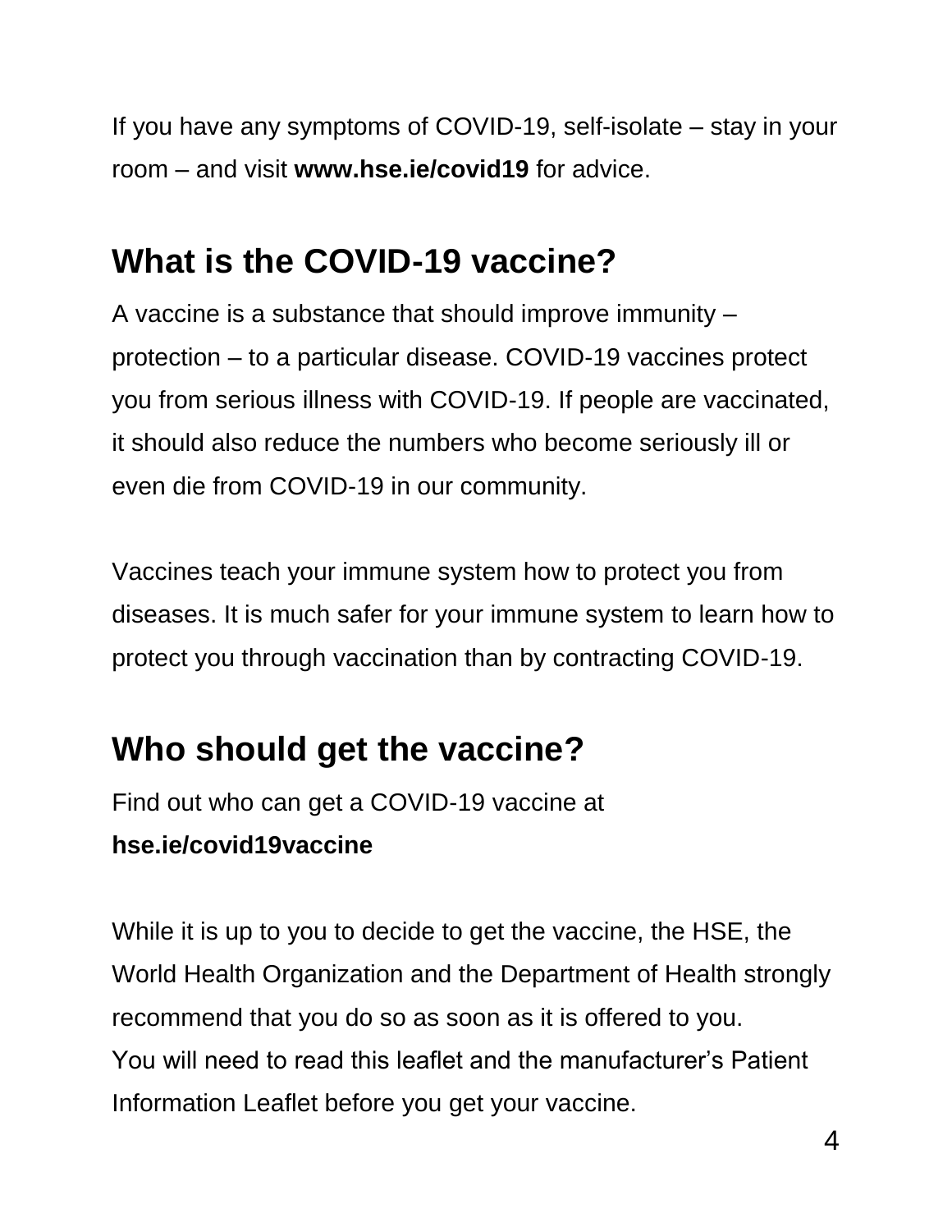If you have any symptoms of COVID-19, self-isolate – stay in your room – and visit **www.hse.ie/covid19** for advice.

## What is the COVID-19 vaccine?

A vaccine is a substance that should improve immunity – protection – to a particular disease. COVID-19 vaccines protect you from serious illness with COVID-19. If people are vaccinated, it should also reduce the numbers who become seriously ill or even die from COVID-19 in our community.

Vaccines teach your immune system how to protect you from diseases. It is much safer for your immune system to learn how to protect you through vaccination than by contracting COVID-19.

## Who should get the vaccine?

Find out who can get a COVID-19 vaccine at **hse.ie/covid19vaccine**

While it is up to you to decide to get the vaccine, the HSE, the World Health Organization and the Department of Health strongly recommend that you do so as soon as it is offered to you. You will need to read this leaflet and the manufacturer's Patient Information Leaflet before you get your vaccine.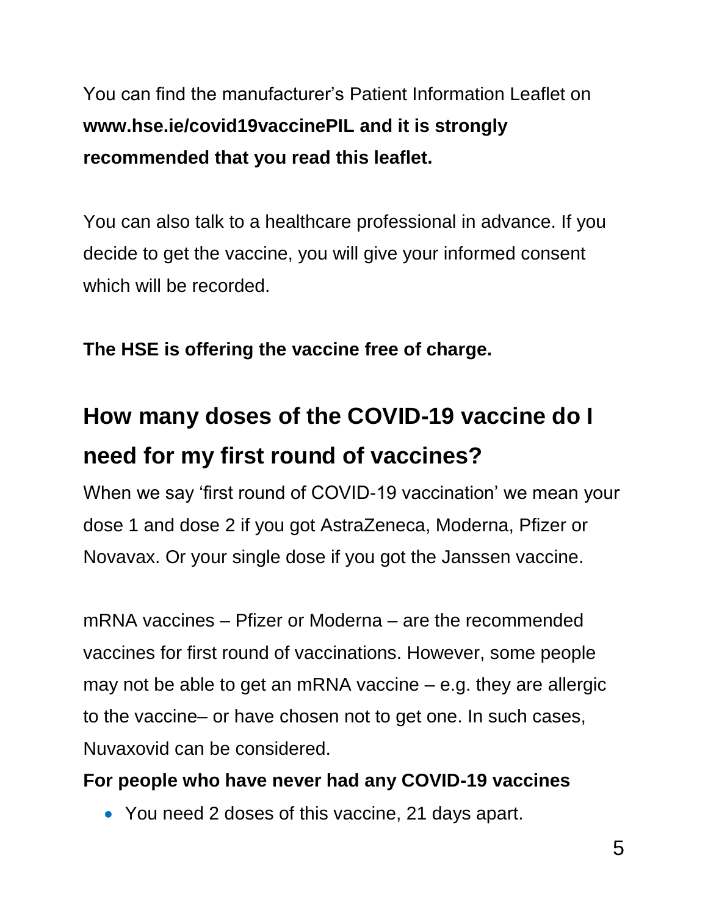You can find the manufacturer's Patient Information Leaflet on **www.hse.ie/covid19vaccinePIL and it is strongly recommended that you read this leaflet.**

You can also talk to a healthcare professional in advance. If you decide to get the vaccine, you will give your informed consent which will be recorded.

**The HSE is offering the vaccine free of charge.**

## How many doses of the COVID-19 vaccine do I need for my first round of vaccines?

When we say 'first round of COVID-19 vaccination' we mean your dose 1 and dose 2 if you got AstraZeneca, Moderna, Pfizer or Novavax. Or your single dose if you got the Janssen vaccine.

mRNA vaccines – Pfizer or Moderna – are the recommended vaccines for first round of vaccinations. However, some people may not be able to get an mRNA vaccine – e.g. they are allergic to the vaccine– or have chosen not to get one. In such cases, Nuvaxovid can be considered.

**For people who have never had any COVID-19 vaccines**

- You need 2 doses of this vaccine, 21 days apart.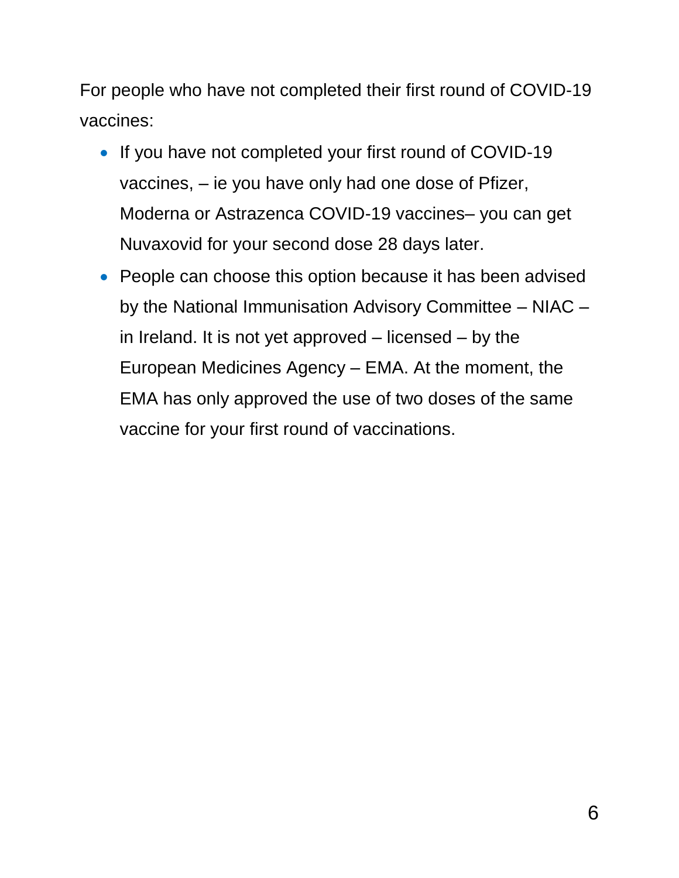For people who have not completed their first round of COVID-19 vaccines:

- If you have not completed your first round of COVID-19 vaccines, – ie you have only had one dose of Pfizer, Moderna or Astrazenca COVID-19 vaccines– you can get Nuvaxovid for your second dose 28 days later.
- People can choose this option because it has been advised by the National Immunisation Advisory Committee – NIAC – in Ireland. It is not yet approved – licensed – by the European Medicines Agency – EMA. At the moment, the EMA has only approved the use of two doses of the same vaccine for your first round of vaccinations.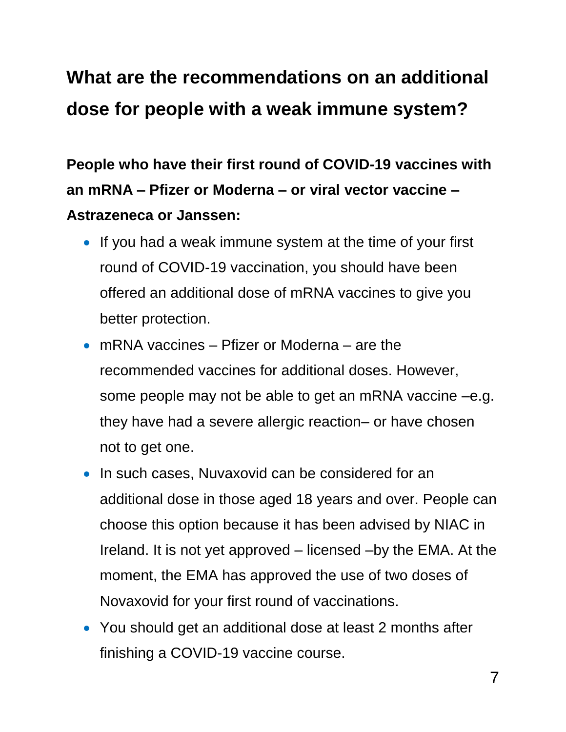## What are the recommendations on an additional dose for people with a weak immune system?

**People who have their first round of COVID-19 vaccines with an mRNA – Pfizer or Moderna – or viral vector vaccine – Astrazeneca or Janssen:**

- If you had a weak immune system at the time of your first round of COVID-19 vaccination, you should have been offered an additional dose of mRNA vaccines to give you better protection.
- mRNA vaccines – Pfizer or Moderna – are the recommended vaccines for additional doses. However, some people may not be able to get an mRNA vaccine –e.g. they have had a severe allergic reaction– or have chosen not to get one.
- In such cases, Nuvaxovid can be considered for an additional dose in those aged 18 years and over. People can choose this option because it has been advised by NIAC in Ireland. It is not yet approved – licensed –by the EMA. At the moment, the EMA has approved the use of two doses of Novaxovid for your first round of vaccinations.
- You should get an additional dose at least 2 months after finishing a COVID-19 vaccine course.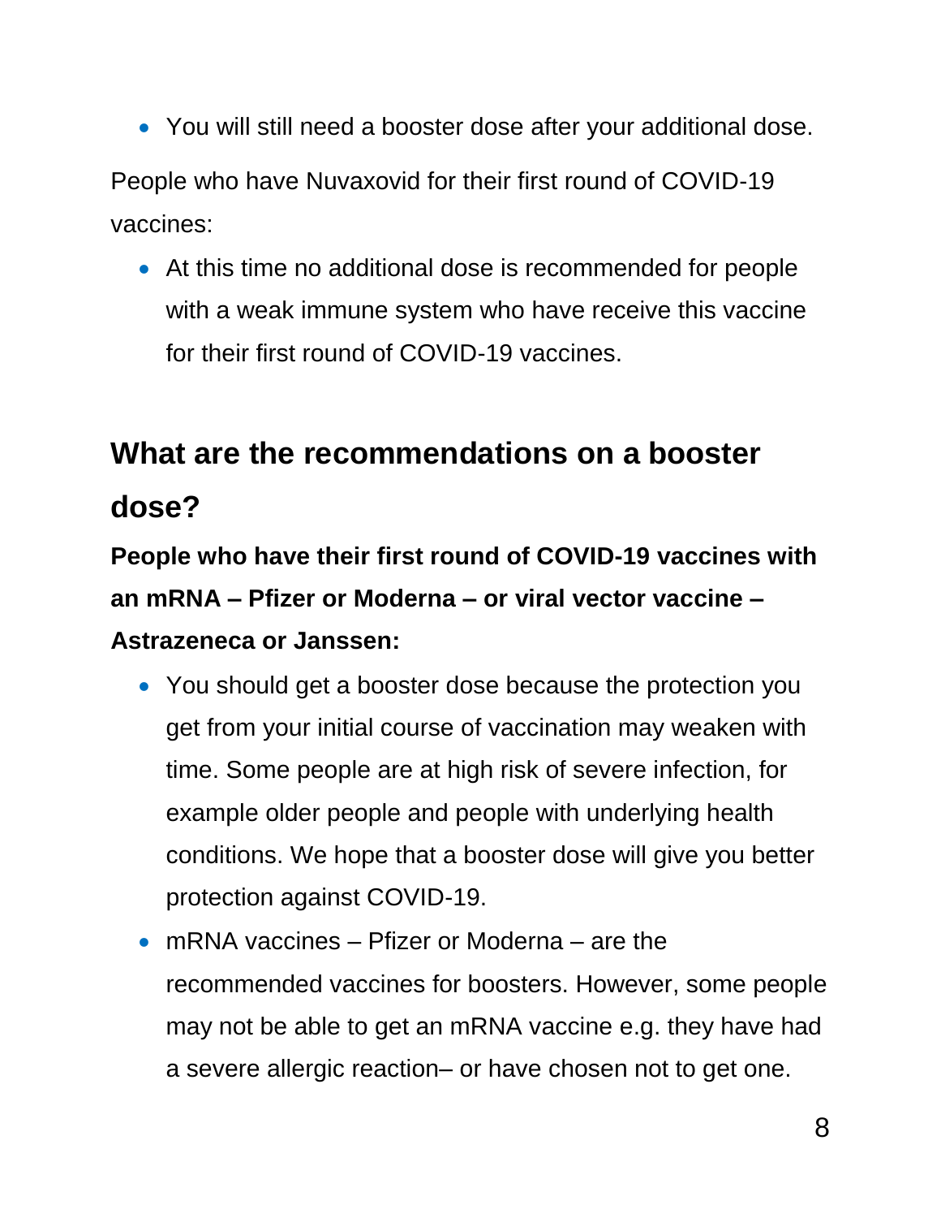- You will still need a booster dose after your additional dose.

People who have Nuvaxovid for their first round of COVID-19 vaccines:

- At this time no additional dose is recommended for people with a weak immune system who have receive this vaccine for their first round of COVID-19 vaccines.

## What are the recommendations on a booster dose?

**People who have their first round of COVID-19 vaccines with an mRNA – Pfizer or Moderna – or viral vector vaccine – Astrazeneca or Janssen:**

- You should get a booster dose because the protection you get from your initial course of vaccination may weaken with time. Some people are at high risk of severe infection, for example older people and people with underlying health conditions. We hope that a booster dose will give you better protection against COVID-19.
- mRNA vaccines – Pfizer or Moderna – are the recommended vaccines for boosters. However, some people may not be able to get an mRNA vaccine e.g. they have had a severe allergic reaction– or have chosen not to get one.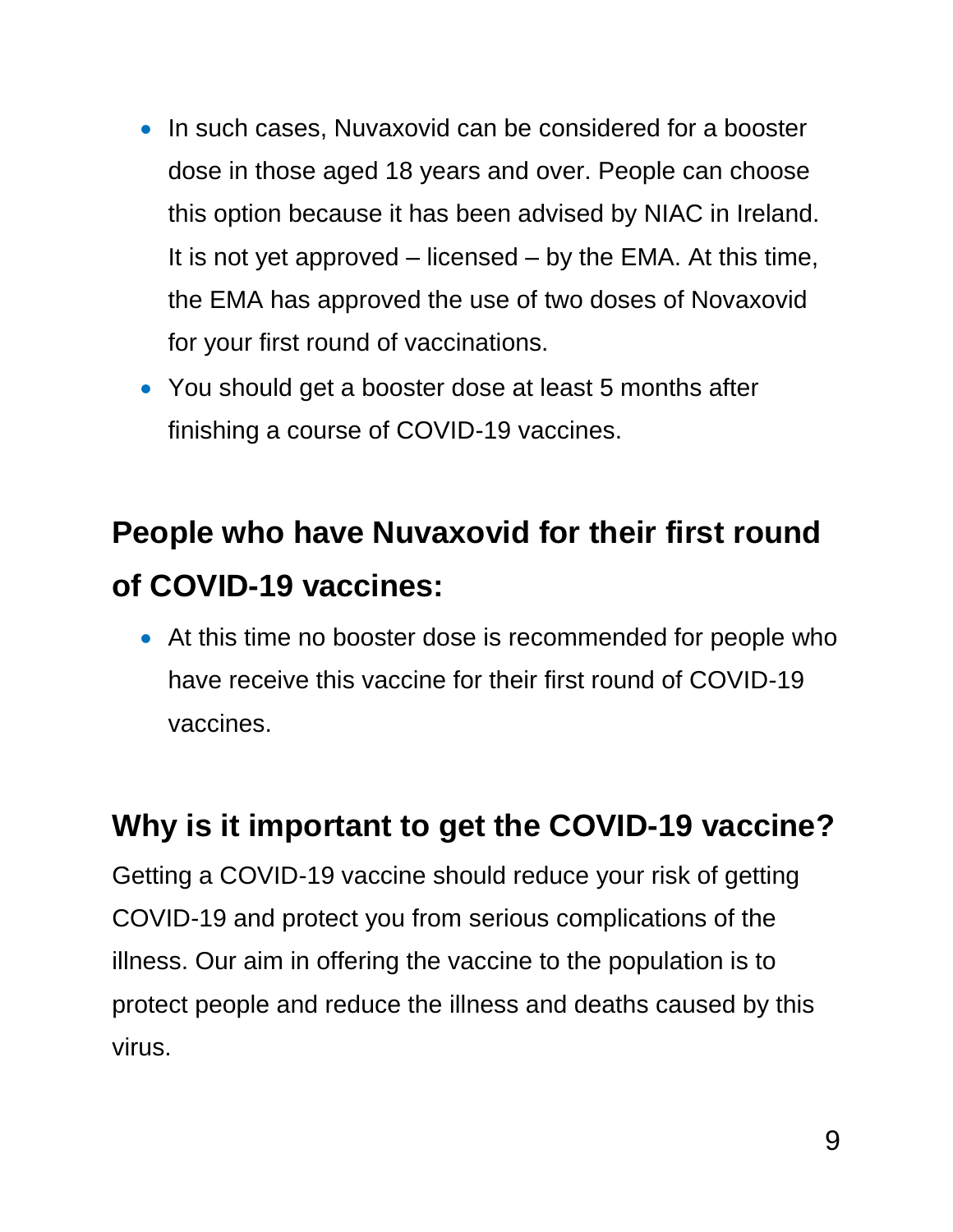- In such cases, Nuvaxovid can be considered for a booster dose in those aged 18 years and over. People can choose this option because it has been advised by NIAC in Ireland. It is not yet approved – licensed – by the EMA. At this time, the EMA has approved the use of two doses of Novaxovid for your first round of vaccinations.
- You should get a booster dose at least 5 months after finishing a course of COVID-19 vaccines.

## People who have Nuvaxovid for their first round of COVID-19 vaccines:

- At this time no booster dose is recommended for people who have receive this vaccine for their first round of COVID-19 vaccines.

## Why is it important to get the COVID-19 vaccine?

Getting a COVID-19 vaccine should reduce your risk of getting COVID-19 and protect you from serious complications of the illness. Our aim in offering the vaccine to the population is to protect people and reduce the illness and deaths caused by this virus.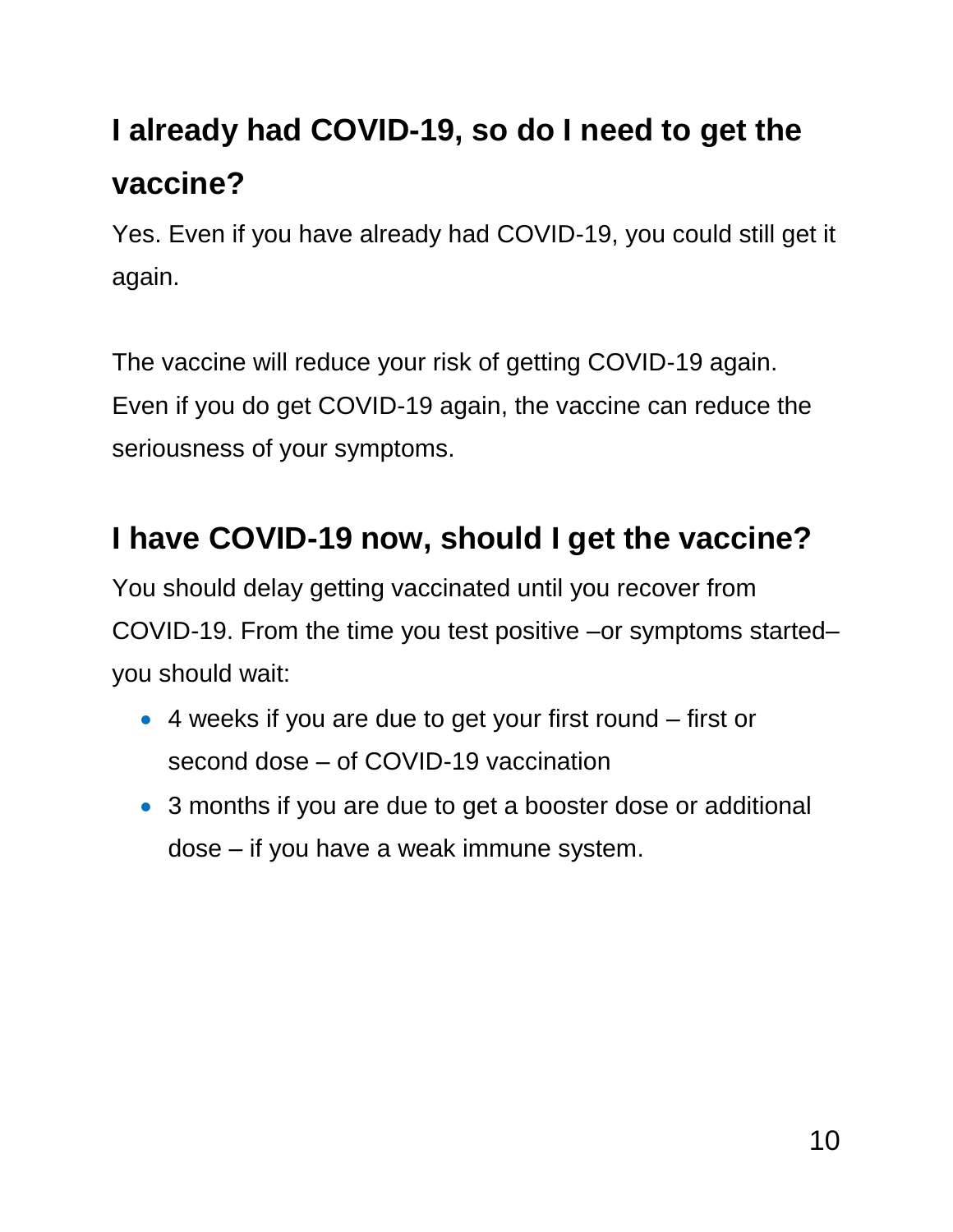## I already had COVID-19, so do I need to get the vaccine?

Yes. Even if you have already had COVID-19, you could still get it again.

The vaccine will reduce your risk of getting COVID-19 again. Even if you do get COVID-19 again, the vaccine can reduce the seriousness of your symptoms.

## I have COVID-19 now, should I get the vaccine?

You should delay getting vaccinated until you recover from COVID-19. From the time you test positive –or symptoms started– you should wait:

- 4 weeks if you are due to get your first round – first or second dose – of COVID-19 vaccination
- 3 months if you are due to get a booster dose or additional dose – if you have a weak immune system.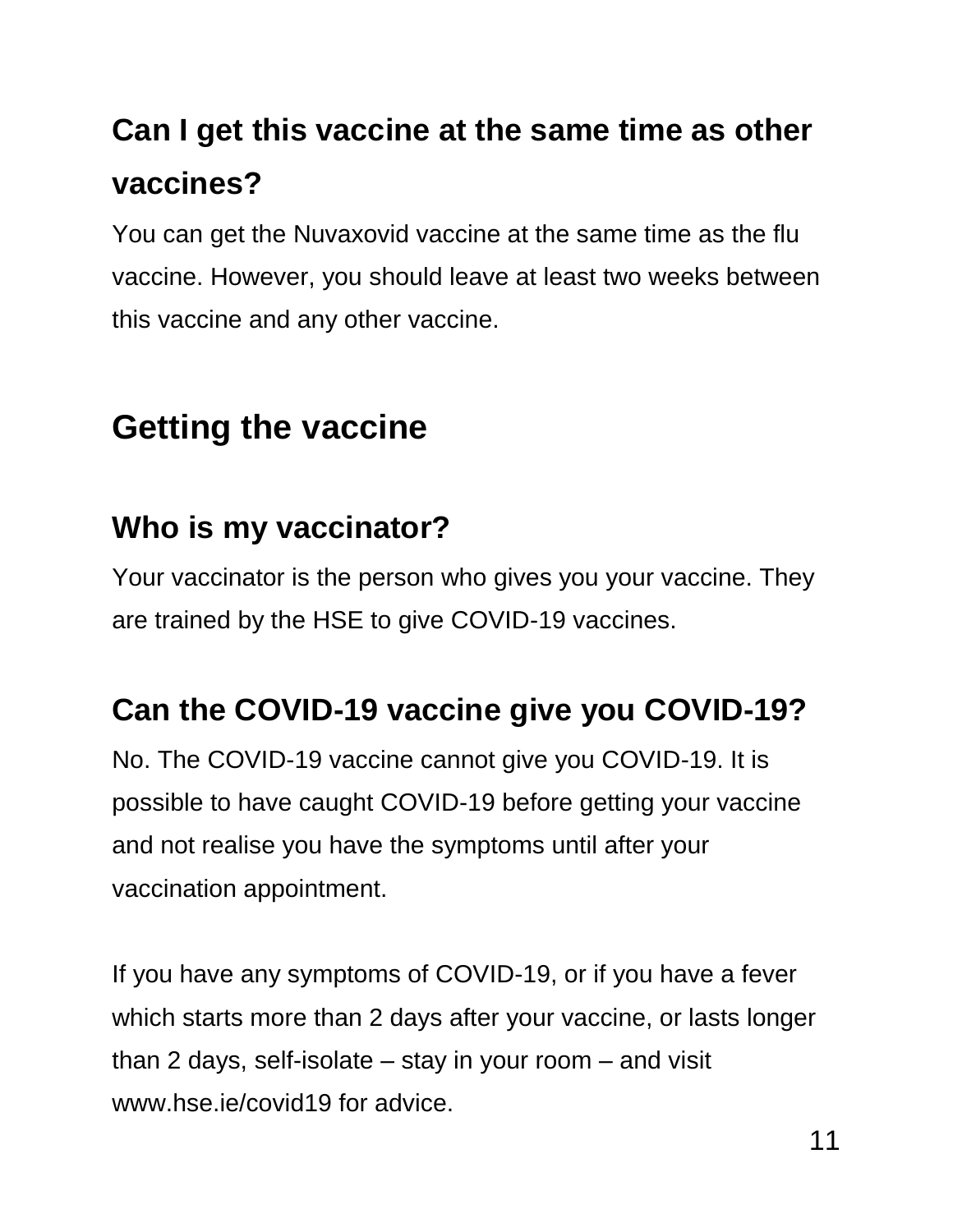### Can I get this vaccine at the same time as other vaccines?

You can get the Nuvaxovid vaccine at the same time as the flu vaccine. However, you should leave at least two weeks between this vaccine and any other vaccine.

## Getting the vaccine

### Who is my vaccinator?

Your vaccinator is the person who gives you your vaccine. They are trained by the HSE to give COVID-19 vaccines.

### Can the COVID-19 vaccine give you COVID-19?

No. The COVID-19 vaccine cannot give you COVID-19. It is possible to have caught COVID-19 before getting your vaccine and not realise you have the symptoms until after your vaccination appointment.

If you have any symptoms of COVID-19, or if you have a fever which starts more than 2 days after your vaccine, or lasts longer than 2 days, self-isolate – stay in your room – and visit www.hse.ie/covid19 for advice.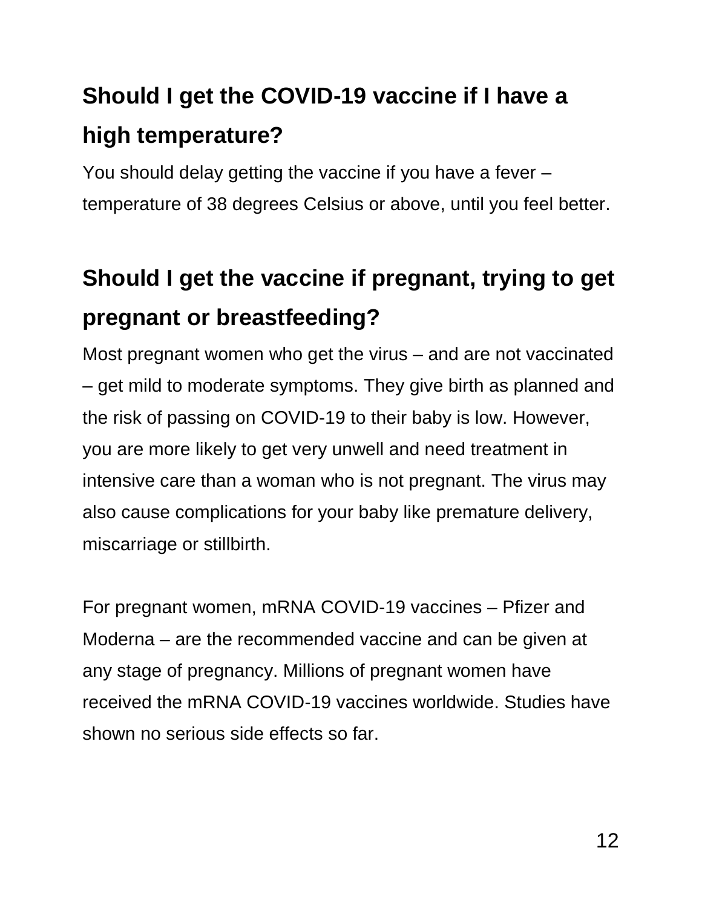## Should I get the COVID-19 vaccine if I have a high temperature?

You should delay getting the vaccine if you have a fever – temperature of 38 degrees Celsius or above, until you feel better.

## Should I get the vaccine if pregnant, trying to get pregnant or breastfeeding?

Most pregnant women who get the virus – and are not vaccinated – get mild to moderate symptoms. They give birth as planned and the risk of passing on COVID-19 to their baby is low. However, you are more likely to get very unwell and need treatment in intensive care than a woman who is not pregnant. The virus may also cause complications for your baby like premature delivery, miscarriage or stillbirth.

For pregnant women, mRNA COVID-19 vaccines – Pfizer and Moderna – are the recommended vaccine and can be given at any stage of pregnancy. Millions of pregnant women have received the mRNA COVID-19 vaccines worldwide. Studies have shown no serious side effects so far.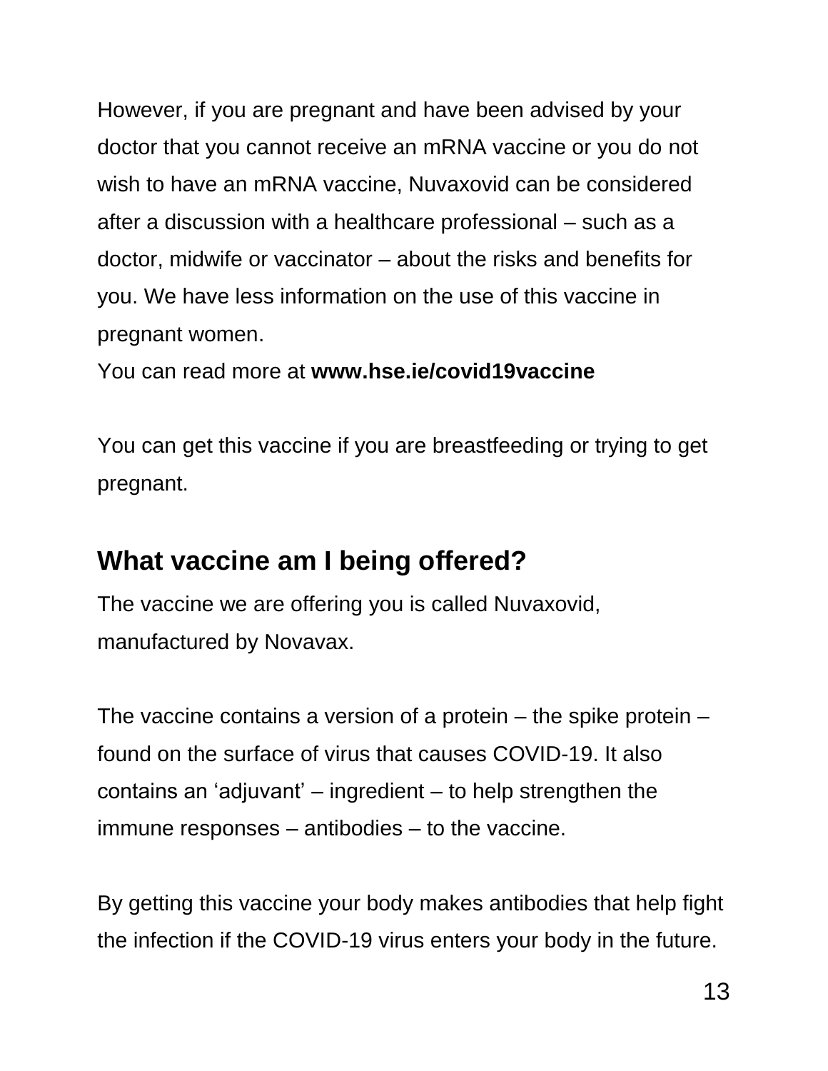However, if you are pregnant and have been advised by your doctor that you cannot receive an mRNA vaccine or you do not wish to have an mRNA vaccine, Nuvaxovid can be considered after a discussion with a healthcare professional – such as a doctor, midwife or vaccinator – about the risks and benefits for you. We have less information on the use of this vaccine in pregnant women.
You can read more at **www.hse.ie/covid19vaccine**

You can get this vaccine if you are breastfeeding or trying to get pregnant.

## What vaccine am I being offered?

The vaccine we are offering you is called Nuvaxovid, manufactured by Novavax.

The vaccine contains a version of a protein – the spike protein – found on the surface of virus that causes COVID-19. It also contains an 'adjuvant' – ingredient – to help strengthen the immune responses – antibodies – to the vaccine.

By getting this vaccine your body makes antibodies that help fight the infection if the COVID-19 virus enters your body in the future.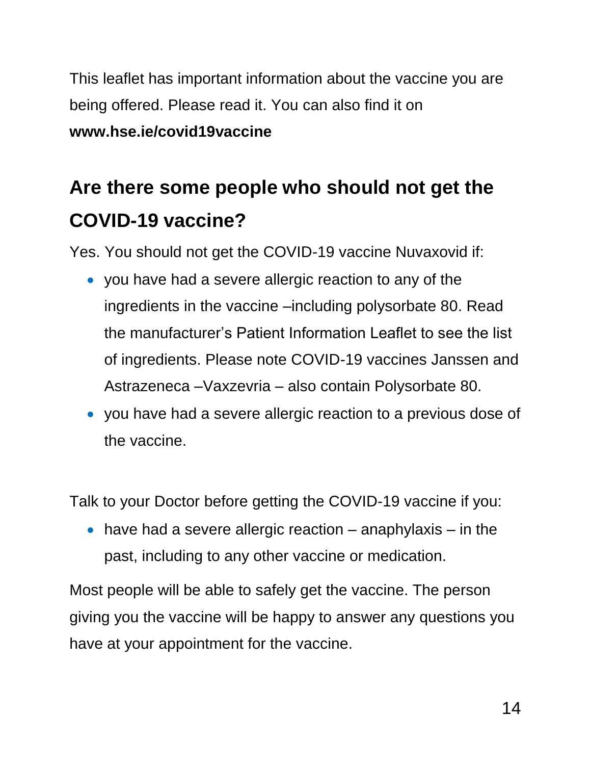This leaflet has important information about the vaccine you are being offered. Please read it. You can also find it on **www.hse.ie/covid19vaccine**

## Are there some people who should not get the COVID-19 vaccine?

Yes. You should not get the COVID-19 vaccine Nuvaxovid if:

- you have had a severe allergic reaction to any of the ingredients in the vaccine –including polysorbate 80. Read the manufacturer's Patient Information Leaflet to see the list of ingredients. Please note COVID-19 vaccines Janssen and Astrazeneca –Vaxzevria – also contain Polysorbate 80.
- you have had a severe allergic reaction to a previous dose of the vaccine.

Talk to your Doctor before getting the COVID-19 vaccine if you:

- have had a severe allergic reaction – anaphylaxis – in the past, including to any other vaccine or medication.

Most people will be able to safely get the vaccine. The person giving you the vaccine will be happy to answer any questions you have at your appointment for the vaccine.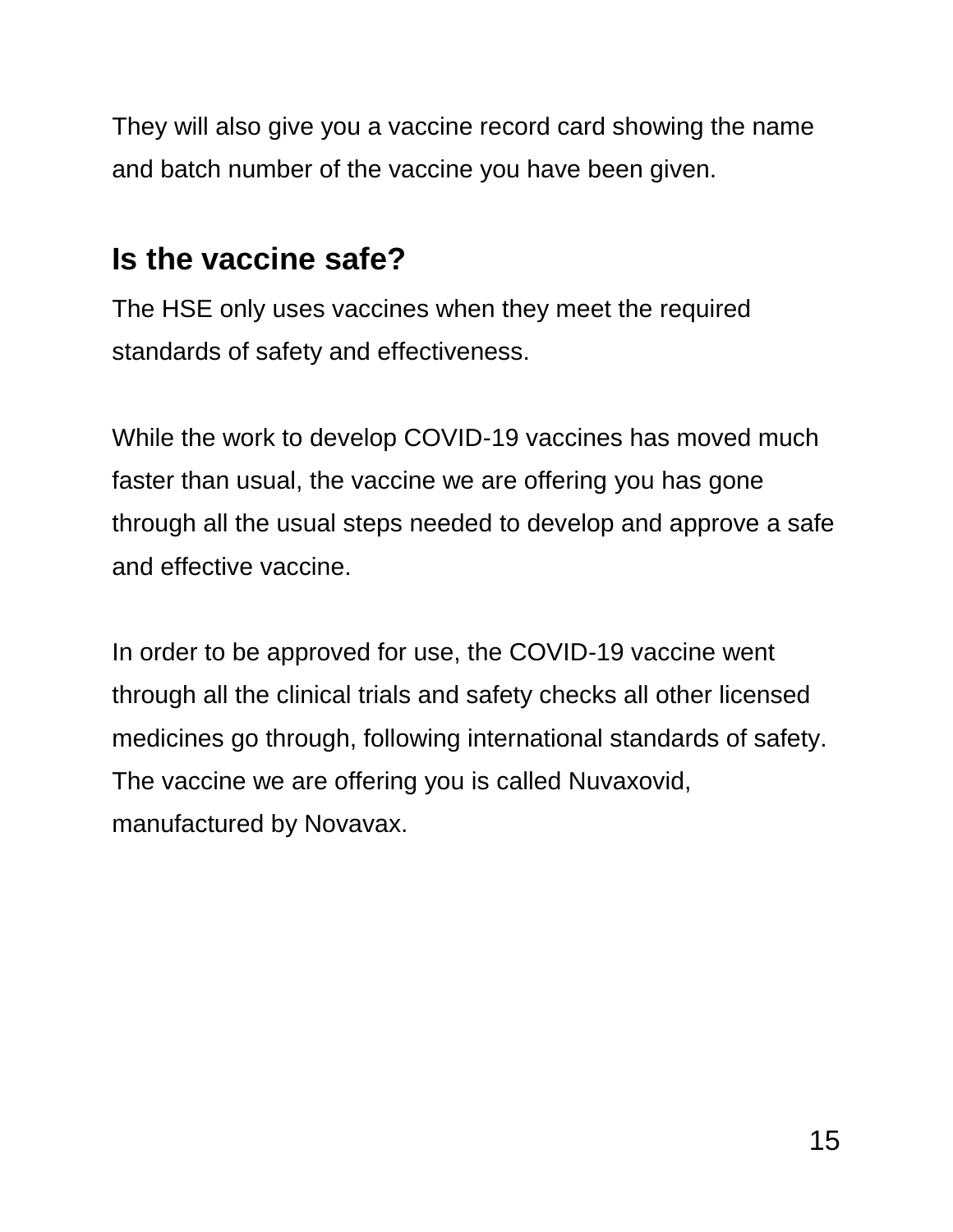They will also give you a vaccine record card showing the name and batch number of the vaccine you have been given.

## Is the vaccine safe?

The HSE only uses vaccines when they meet the required standards of safety and effectiveness.

While the work to develop COVID-19 vaccines has moved much faster than usual, the vaccine we are offering you has gone through all the usual steps needed to develop and approve a safe and effective vaccine.

In order to be approved for use, the COVID-19 vaccine went through all the clinical trials and safety checks all other licensed medicines go through, following international standards of safety. The vaccine we are offering you is called Nuvaxovid, manufactured by Novavax.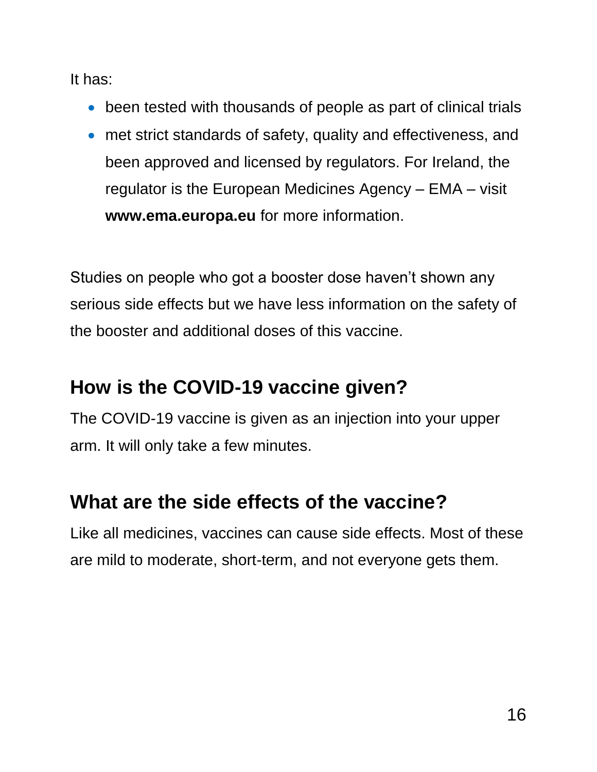It has:

- been tested with thousands of people as part of clinical trials
- met strict standards of safety, quality and effectiveness, and been approved and licensed by regulators. For Ireland, the regulator is the European Medicines Agency – EMA – visit **www.ema.europa.eu** for more information.

Studies on people who got a booster dose haven't shown any serious side effects but we have less information on the safety of the booster and additional doses of this vaccine.

## How is the COVID-19 vaccine given?

The COVID-19 vaccine is given as an injection into your upper arm. It will only take a few minutes.

## What are the side effects of the vaccine?

Like all medicines, vaccines can cause side effects. Most of these are mild to moderate, short-term, and not everyone gets them.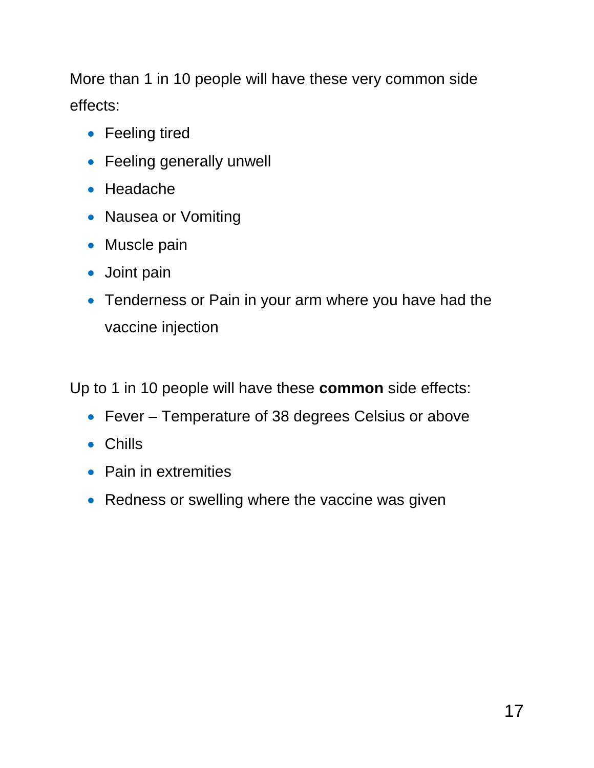More than 1 in 10 people will have these very common side effects:

- Feeling tired
- Feeling generally unwell
- Headache
- Nausea or Vomiting
- Muscle pain
- Joint pain
- Tenderness or Pain in your arm where you have had the vaccine injection

Up to 1 in 10 people will have these **common** side effects:

- Fever – Temperature of 38 degrees Celsius or above
- Chills
- Pain in extremities
- Redness or swelling where the vaccine was given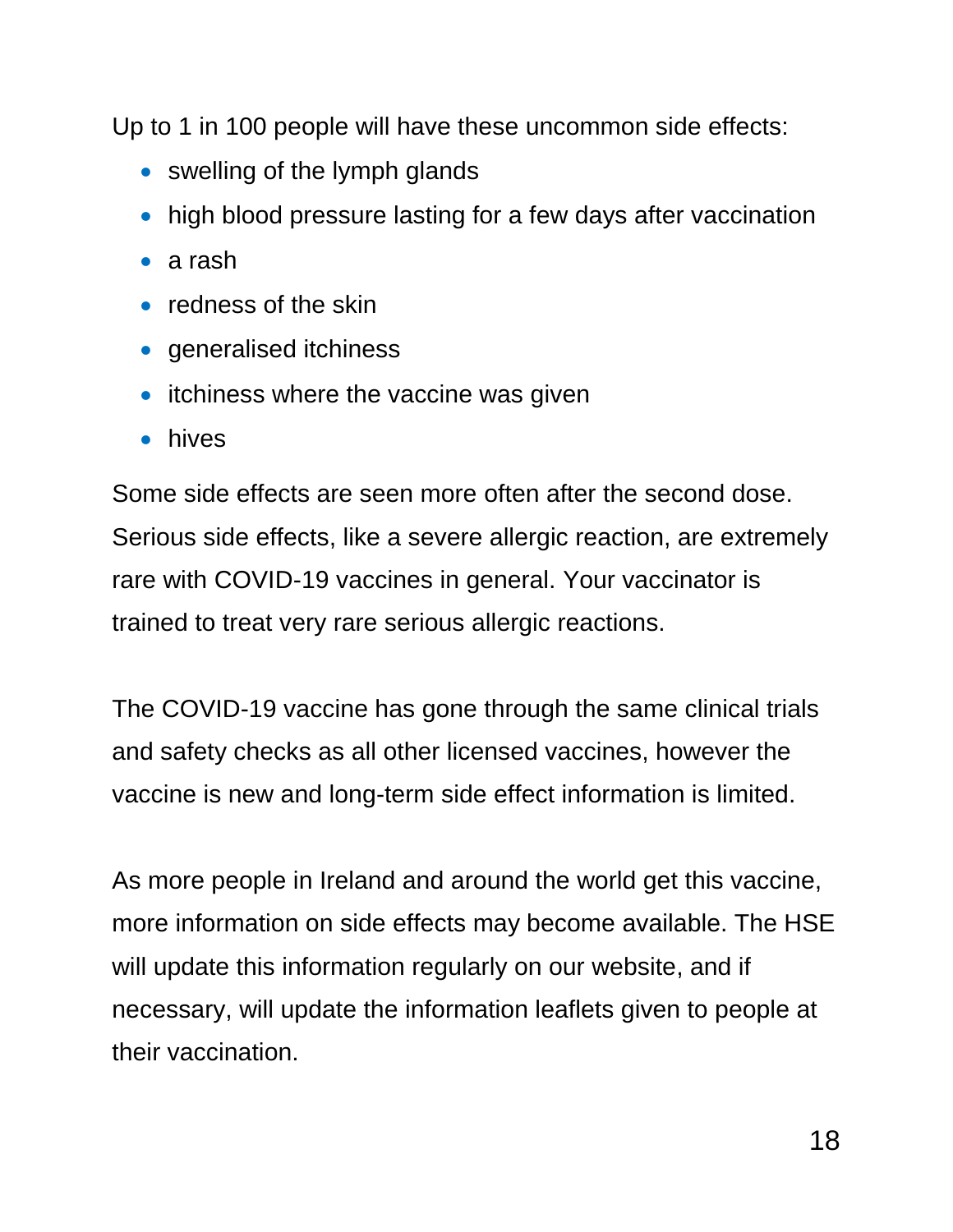Up to 1 in 100 people will have these uncommon side effects:

- swelling of the lymph glands
- high blood pressure lasting for a few days after vaccination
- a rash
- redness of the skin
- generalised itchiness
- itchiness where the vaccine was given
- hives

Some side effects are seen more often after the second dose. Serious side effects, like a severe allergic reaction, are extremely rare with COVID-19 vaccines in general. Your vaccinator is trained to treat very rare serious allergic reactions.

The COVID-19 vaccine has gone through the same clinical trials and safety checks as all other licensed vaccines, however the vaccine is new and long-term side effect information is limited.

As more people in Ireland and around the world get this vaccine, more information on side effects may become available. The HSE will update this information regularly on our website, and if necessary, will update the information leaflets given to people at their vaccination.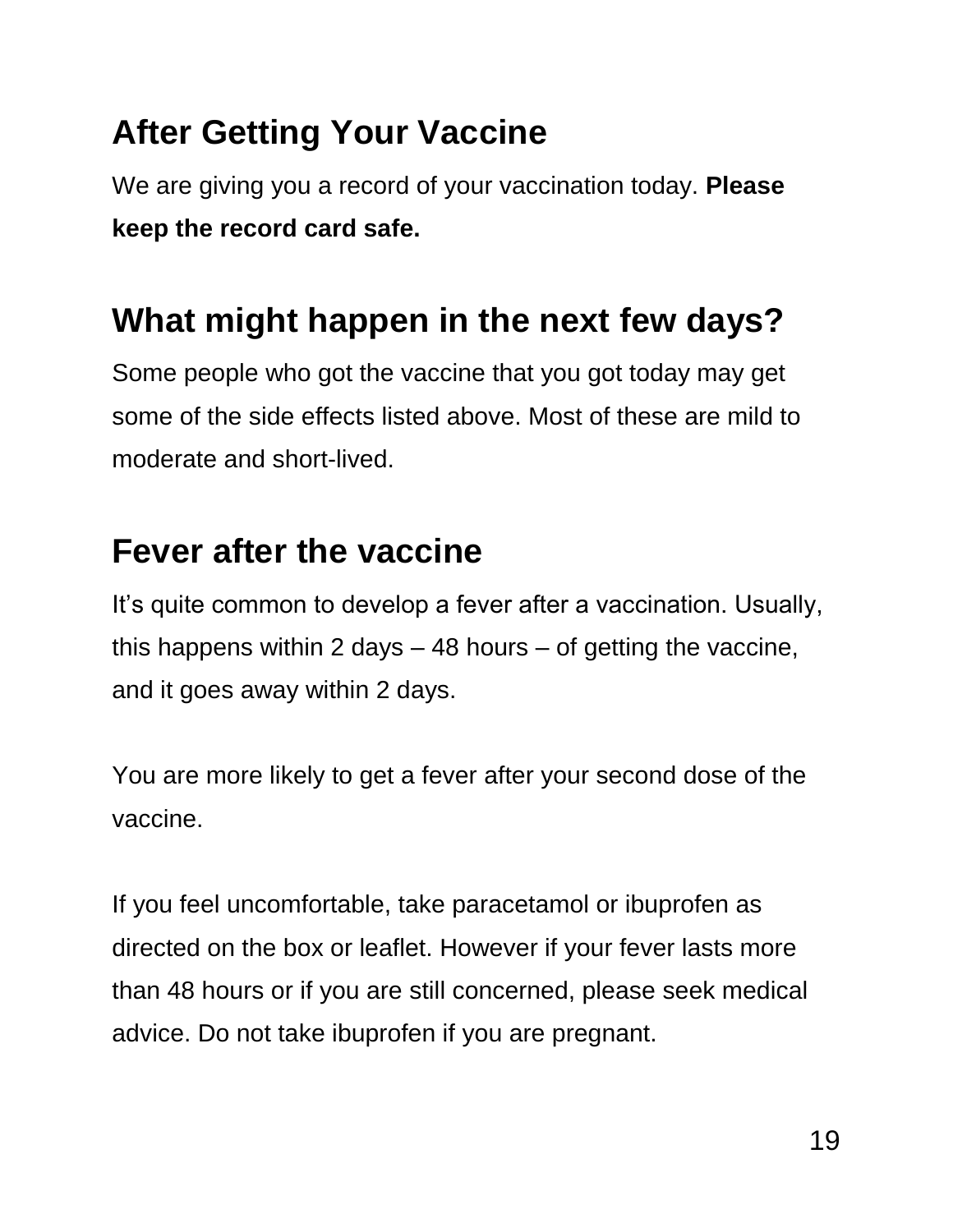## After Getting Your Vaccine

We are giving you a record of your vaccination today. **Please keep the record card safe.**

## What might happen in the next few days?

Some people who got the vaccine that you got today may get some of the side effects listed above. Most of these are mild to moderate and short-lived.

## Fever after the vaccine

It’s quite common to develop a fever after a vaccination. Usually, this happens within 2 days – 48 hours – of getting the vaccine, and it goes away within 2 days.

You are more likely to get a fever after your second dose of the vaccine.

If you feel uncomfortable, take paracetamol or ibuprofen as directed on the box or leaflet. However if your fever lasts more than 48 hours or if you are still concerned, please seek medical advice. Do not take ibuprofen if you are pregnant.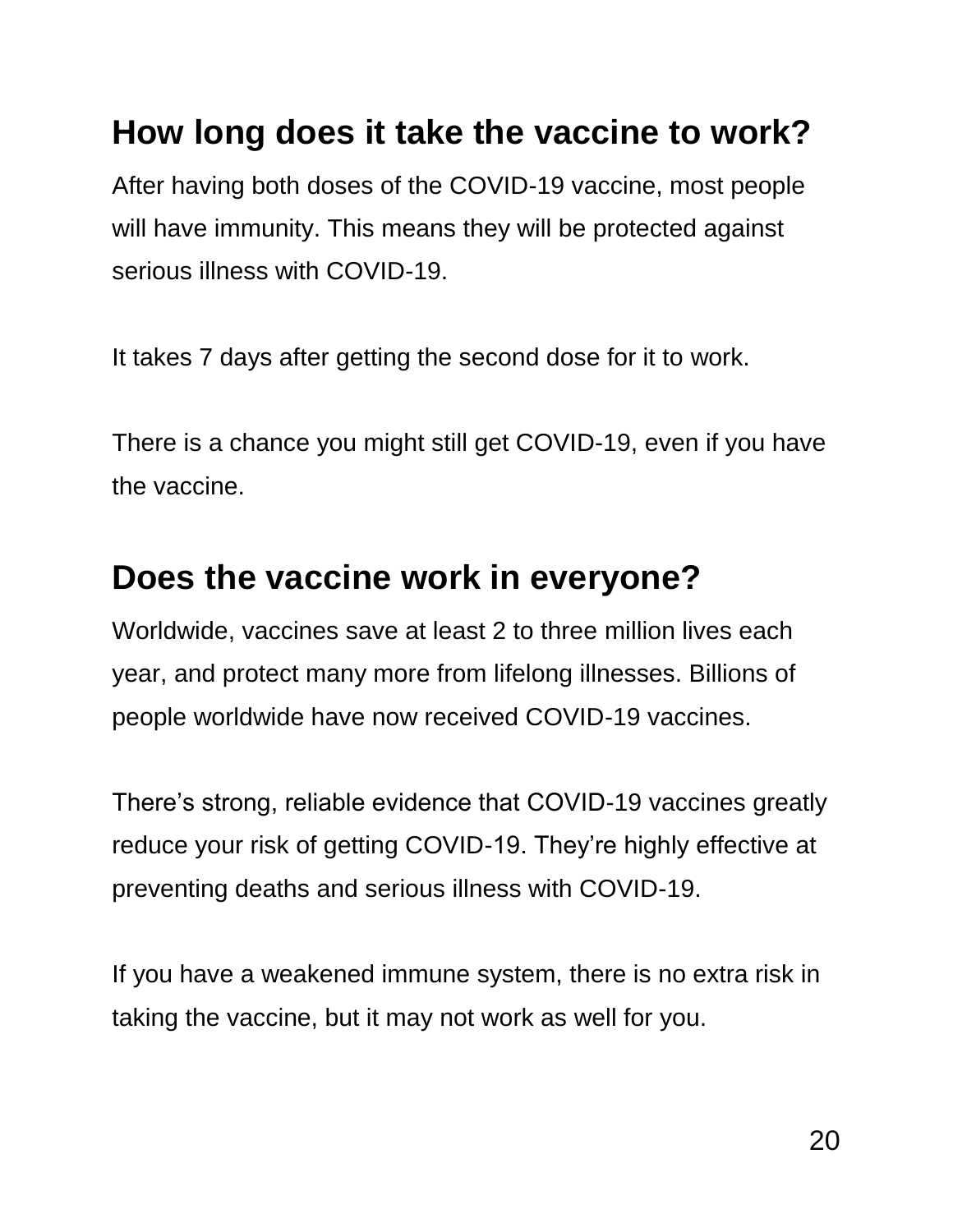## How long does it take the vaccine to work?

After having both doses of the COVID-19 vaccine, most people will have immunity. This means they will be protected against serious illness with COVID-19.

It takes 7 days after getting the second dose for it to work.

There is a chance you might still get COVID-19, even if you have the vaccine.

## Does the vaccine work in everyone?

Worldwide, vaccines save at least 2 to three million lives each year, and protect many more from lifelong illnesses. Billions of people worldwide have now received COVID-19 vaccines.

There's strong, reliable evidence that COVID-19 vaccines greatly reduce your risk of getting COVID-19. They're highly effective at preventing deaths and serious illness with COVID-19.

If you have a weakened immune system, there is no extra risk in taking the vaccine, but it may not work as well for you.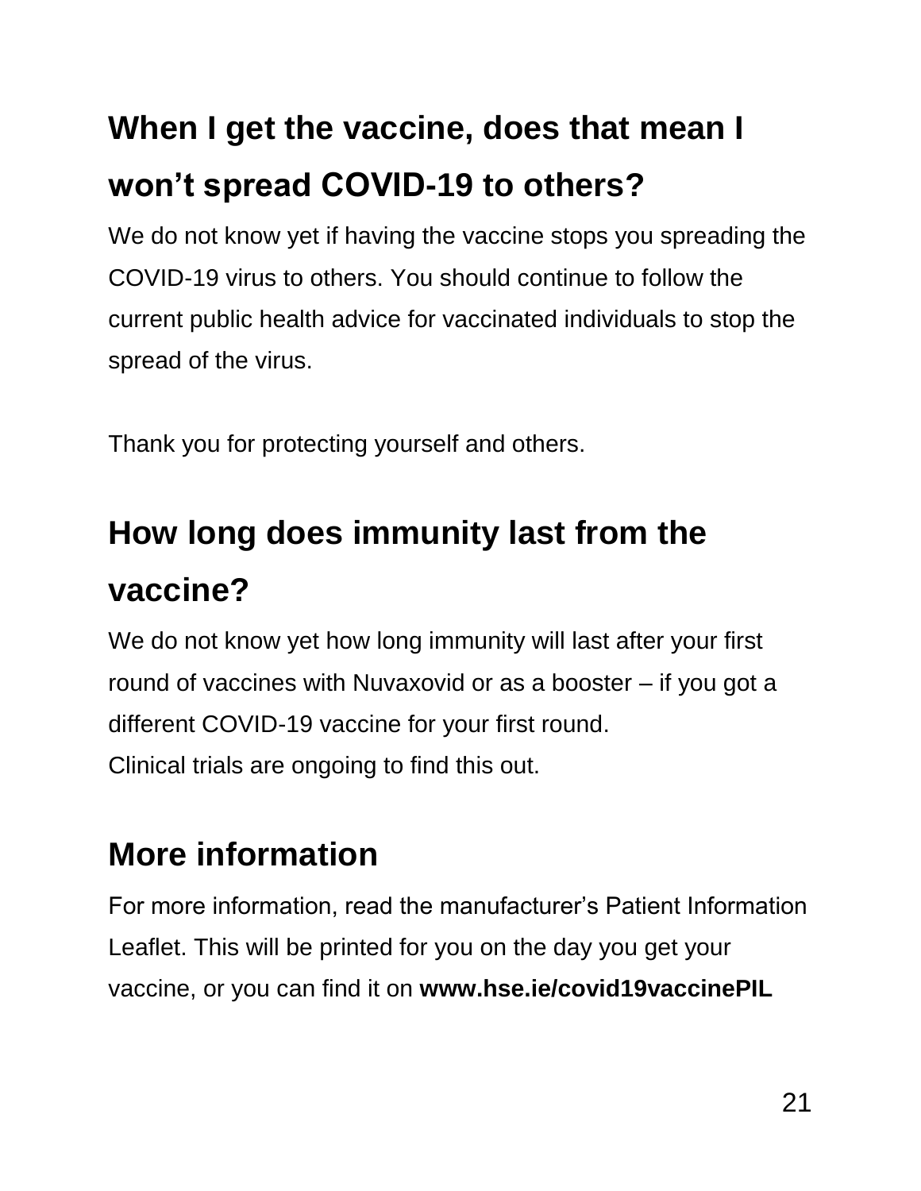## When I get the vaccine, does that mean I won't spread COVID-19 to others?

We do not know yet if having the vaccine stops you spreading the COVID-19 virus to others. You should continue to follow the current public health advice for vaccinated individuals to stop the spread of the virus.

Thank you for protecting yourself and others.

## How long does immunity last from the vaccine?

We do not know yet how long immunity will last after your first round of vaccines with Nuvaxovid or as a booster – if you got a different COVID-19 vaccine for your first round.
Clinical trials are ongoing to find this out.

## More information

For more information, read the manufacturer's Patient Information Leaflet. This will be printed for you on the day you get your vaccine, or you can find it on **www.hse.ie/covid19vaccinePIL**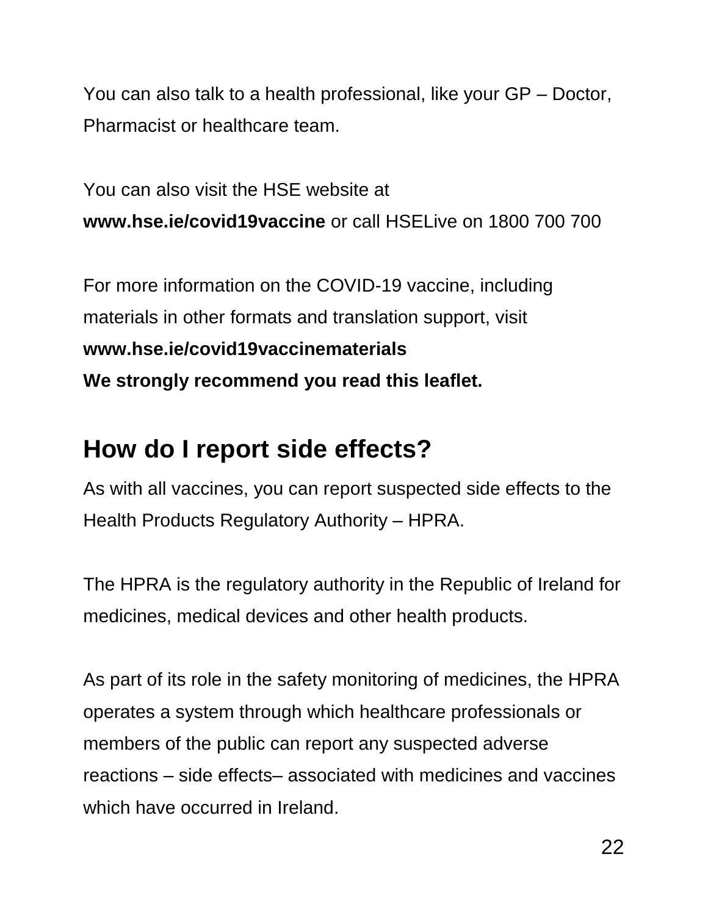You can also talk to a health professional, like your GP – Doctor, Pharmacist or healthcare team.

You can also visit the HSE website at
**www.hse.ie/covid19vaccine** or call HSELive on 1800 700 700

For more information on the COVID-19 vaccine, including materials in other formats and translation support, visit
**www.hse.ie/covid19vaccinematerials**
**We strongly recommend you read this leaflet.**

## How do I report side effects?

As with all vaccines, you can report suspected side effects to the Health Products Regulatory Authority – HPRA.

The HPRA is the regulatory authority in the Republic of Ireland for medicines, medical devices and other health products.

As part of its role in the safety monitoring of medicines, the HPRA operates a system through which healthcare professionals or members of the public can report any suspected adverse reactions – side effects– associated with medicines and vaccines which have occurred in Ireland.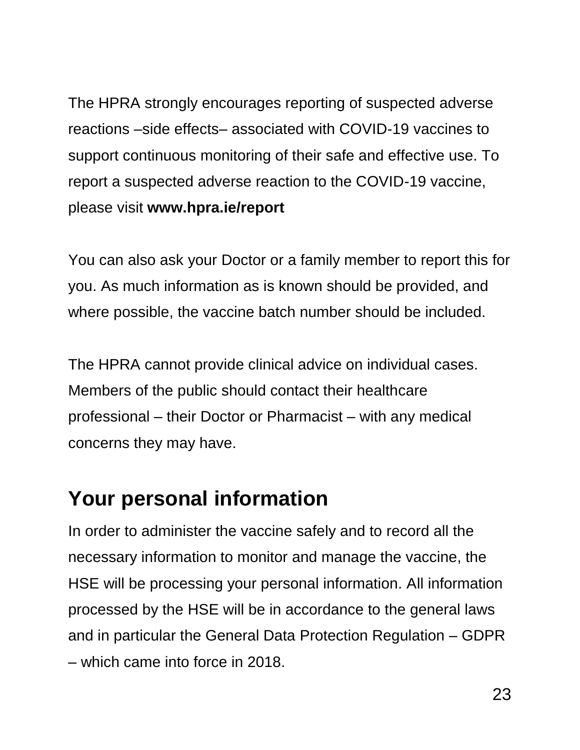The HPRA strongly encourages reporting of suspected adverse reactions –side effects– associated with COVID-19 vaccines to support continuous monitoring of their safe and effective use. To report a suspected adverse reaction to the COVID-19 vaccine, please visit **www.hpra.ie/report**

You can also ask your Doctor or a family member to report this for you. As much information as is known should be provided, and where possible, the vaccine batch number should be included.

The HPRA cannot provide clinical advice on individual cases. Members of the public should contact their healthcare professional – their Doctor or Pharmacist – with any medical concerns they may have.

## Your personal information

In order to administer the vaccine safely and to record all the necessary information to monitor and manage the vaccine, the HSE will be processing your personal information. All information processed by the HSE will be in accordance to the general laws and in particular the General Data Protection Regulation – GDPR – which came into force in 2018.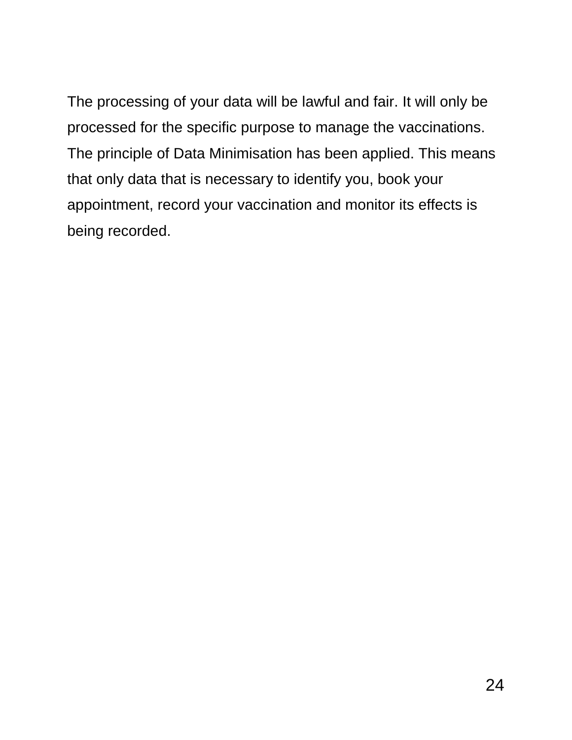The processing of your data will be lawful and fair. It will only be processed for the specific purpose to manage the vaccinations. The principle of Data Minimisation has been applied. This means that only data that is necessary to identify you, book your appointment, record your vaccination and monitor its effects is being recorded.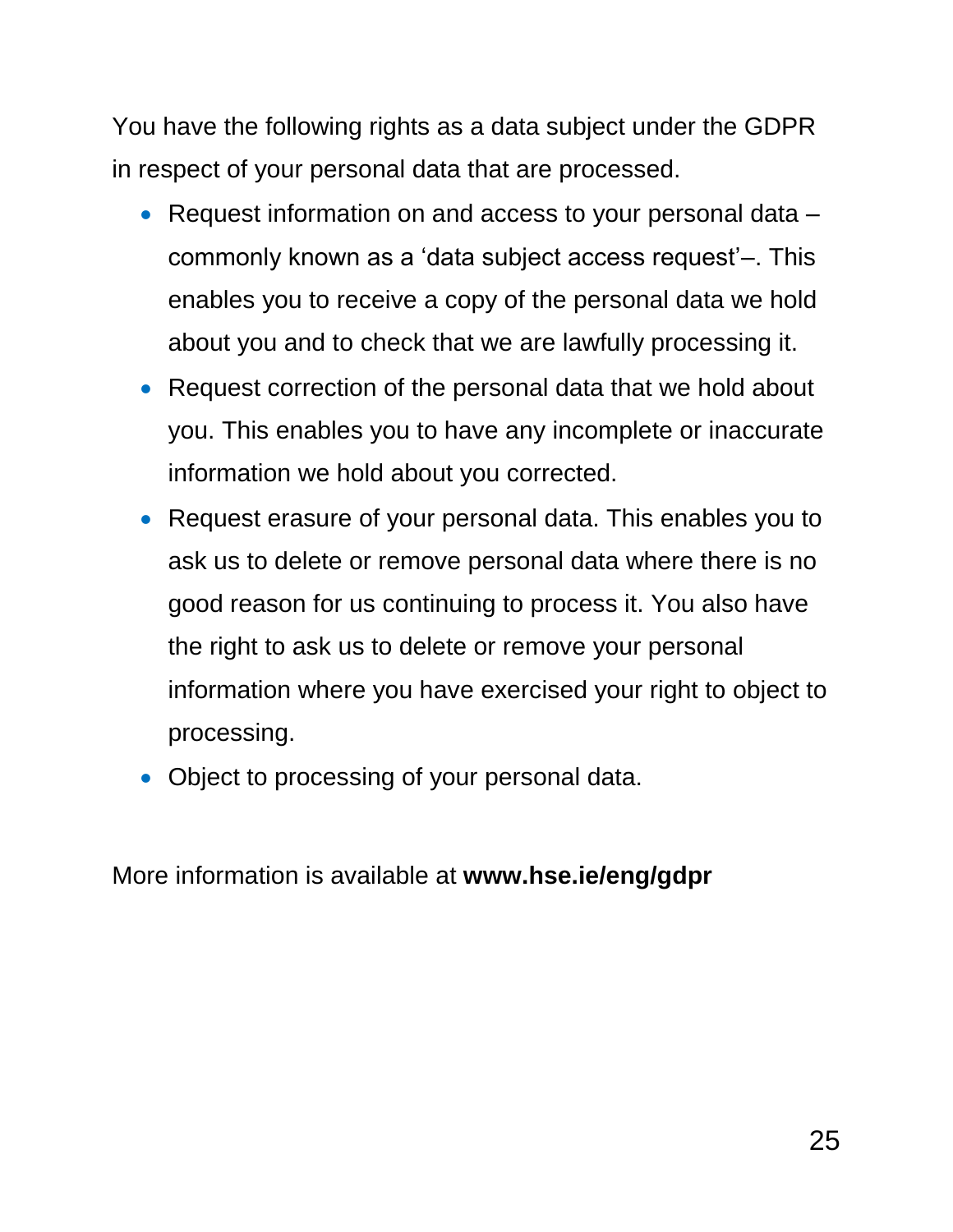You have the following rights as a data subject under the GDPR in respect of your personal data that are processed.

- Request information on and access to your personal data – commonly known as a 'data subject access request'–. This enables you to receive a copy of the personal data we hold about you and to check that we are lawfully processing it.
- Request correction of the personal data that we hold about you. This enables you to have any incomplete or inaccurate information we hold about you corrected.
- Request erasure of your personal data. This enables you to ask us to delete or remove personal data where there is no good reason for us continuing to process it. You also have the right to ask us to delete or remove your personal information where you have exercised your right to object to processing.
- Object to processing of your personal data.

More information is available at **www.hse.ie/eng/gdpr**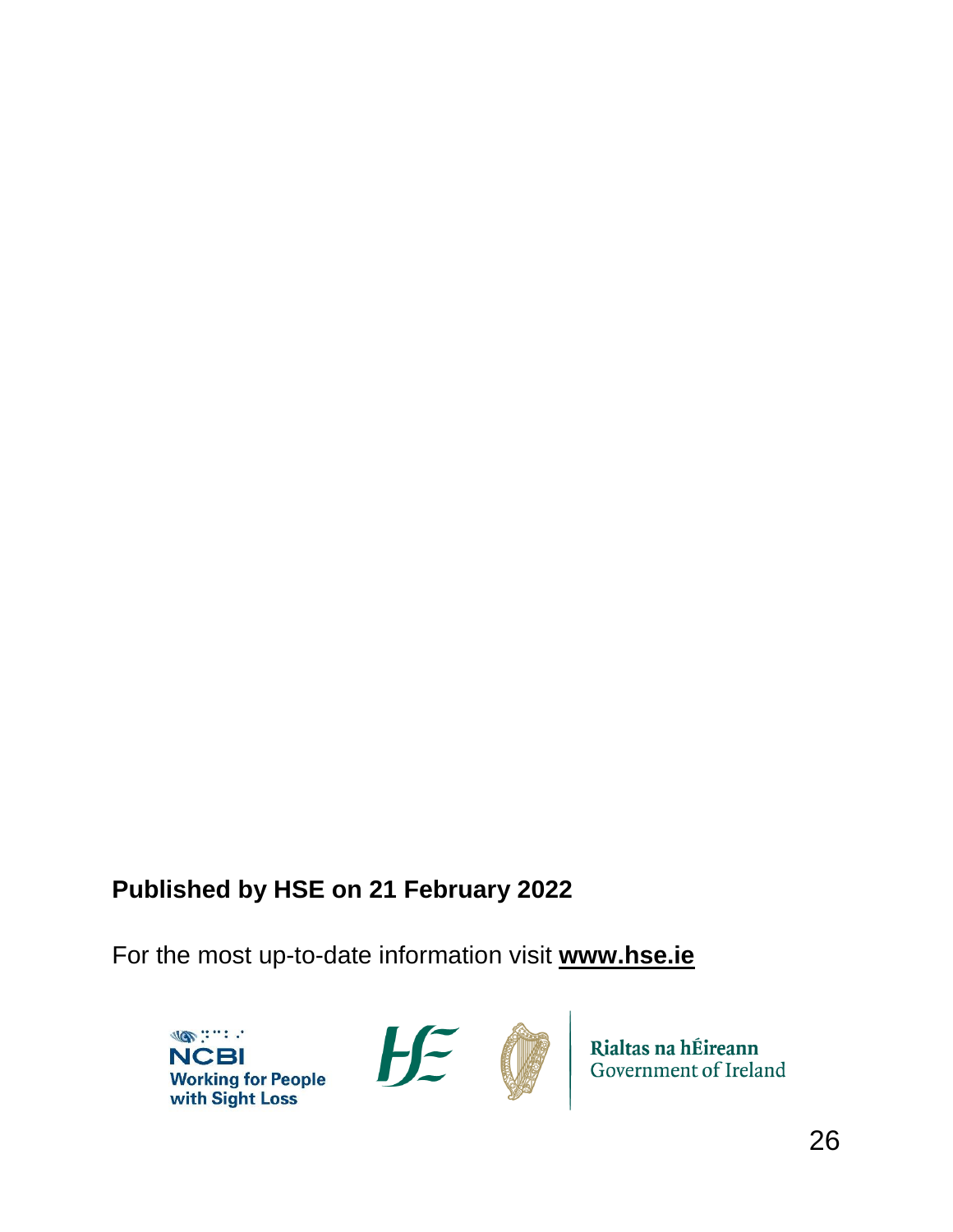**Published by HSE on 21 February 2022**

For the most up-to-date information visit **www.hse.ie**

NCBI Working for People with Sight Loss

Rialtas na hÉireann
Government of Ireland